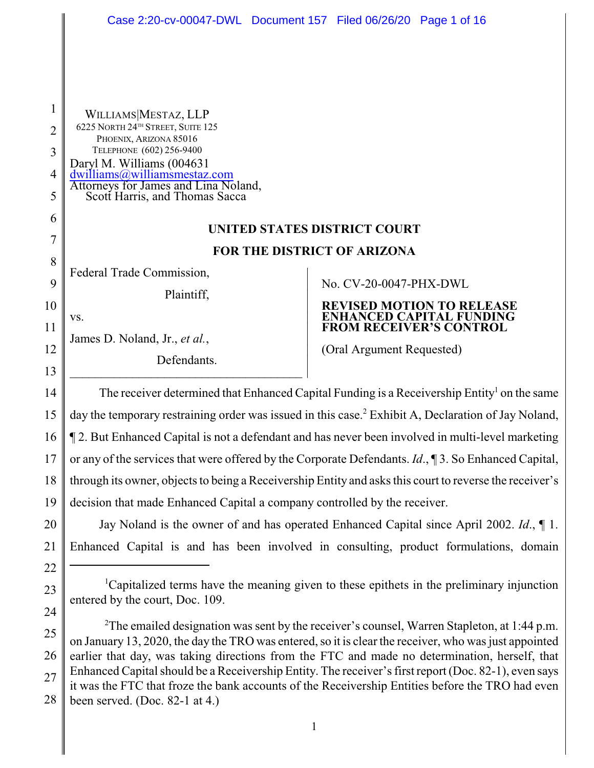WILLIAMS|MESTAZ, LLP
6225 NORTH 24TH STREET, SUITE 125
PHOENIX, ARIZONA 85016
TELEPHONE (602) 256-9400
Daryl M. Williams (004631
dwilliams@williamsmestaz.com
Attorneys for James and Lina Noland,
Scott Harris, and Thomas Sacca

**UNITED STATES DISTRICT COURT**

**FOR THE DISTRICT OF ARIZONA**

| | |
|---|---|
| Federal Trade Commission,<br><br>Plaintiff,<br><br>vs.<br><br>James D. Noland, Jr., *et al.*,<br><br>Defendants. | No. CV-20-0047-PHX-DWL<br><br>**REVISED MOTION TO RELEASE ENHANCED CAPITAL FUNDING FROM RECEIVER'S CONTROL**<br><br>(Oral Argument Requested) |

The receiver determined that Enhanced Capital Funding is a Receivership Entity[1] on the same day the temporary restraining order was issued in this case.[2] Exhibit A, Declaration of Jay Noland, ¶ 2. But Enhanced Capital is not a defendant and has never been involved in multi-level marketing or any of the services that were offered by the Corporate Defendants. *Id*., ¶ 3. So Enhanced Capital, through its owner, objects to being a Receivership Entity and asks this court to reverse the receiver's decision that made Enhanced Capital a company controlled by the receiver.

Jay Noland is the owner of and has operated Enhanced Capital since April 2002. *Id*., ¶ 1. Enhanced Capital is and has been involved in consulting, product formulations, domain

---

[1]Capitalized terms have the meaning given to these epithets in the preliminary injunction entered by the court, Doc. 109.

[2]The emailed designation was sent by the receiver's counsel, Warren Stapleton, at 1:44 p.m. on January 13, 2020, the day the TRO was entered, so it is clear the receiver, who was just appointed earlier that day, was taking directions from the FTC and made no determination, herself, that Enhanced Capital should be a Receivership Entity. The receiver's first report (Doc. 82-1), even says it was the FTC that froze the bank accounts of the Receivership Entities before the TRO had even been served. (Doc. 82-1 at 4.)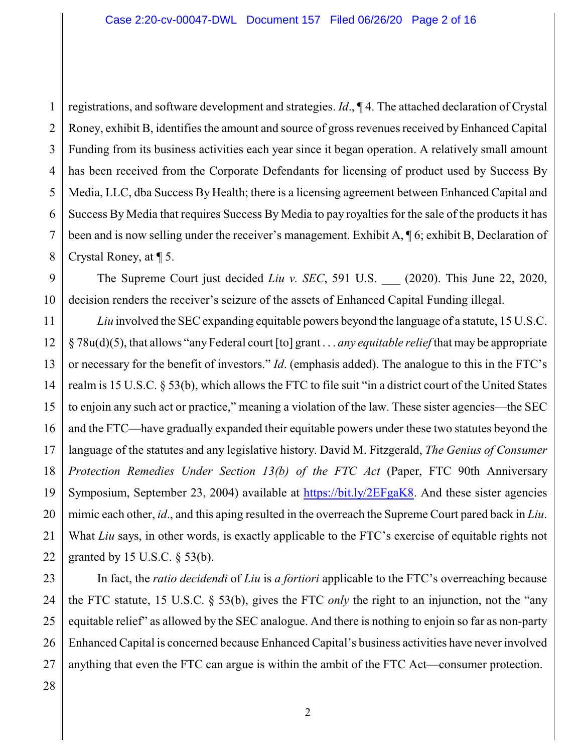registrations, and software development and strategies. *Id*., ¶ 4. The attached declaration of Crystal Roney, exhibit B, identifies the amount and source of gross revenues received by Enhanced Capital Funding from its business activities each year since it began operation. A relatively small amount has been received from the Corporate Defendants for licensing of product used by Success By Media, LLC, dba Success By Health; there is a licensing agreement between Enhanced Capital and Success By Media that requires Success By Media to pay royalties for the sale of the products it has been and is now selling under the receiver's management. Exhibit A, ¶ 6; exhibit B, Declaration of Crystal Roney, at ¶ 5.

The Supreme Court just decided *Liu v. SEC*, 591 U.S. ___ (2020). This June 22, 2020, decision renders the receiver's seizure of the assets of Enhanced Capital Funding illegal.

*Liu* involved the SEC expanding equitable powers beyond the language of a statute, 15 U.S.C. § 78u(d)(5), that allows "any Federal court [to] grant . . . *any equitable relief* that may be appropriate or necessary for the benefit of investors." *Id*. (emphasis added). The analogue to this in the FTC's realm is 15 U.S.C. § 53(b), which allows the FTC to file suit "in a district court of the United States to enjoin any such act or practice," meaning a violation of the law. These sister agencies—the SEC and the FTC—have gradually expanded their equitable powers under these two statutes beyond the language of the statutes and any legislative history. David M. Fitzgerald, *The Genius of Consumer Protection Remedies Under Section 13(b) of the FTC Act* (Paper, FTC 90th Anniversary Symposium, September 23, 2004) available at https://bit.ly/2EFgaK8. And these sister agencies mimic each other, *id*., and this aping resulted in the overreach the Supreme Court pared back in *Liu*. What *Liu* says, in other words, is exactly applicable to the FTC's exercise of equitable rights not granted by 15 U.S.C. § 53(b).

In fact, the *ratio decidendi* of *Liu* is *a fortiori* applicable to the FTC's overreaching because the FTC statute, 15 U.S.C. § 53(b), gives the FTC *only* the right to an injunction, not the "any equitable relief" as allowed by the SEC analogue. And there is nothing to enjoin so far as non-party Enhanced Capital is concerned because Enhanced Capital's business activities have never involved anything that even the FTC can argue is within the ambit of the FTC Act—consumer protection.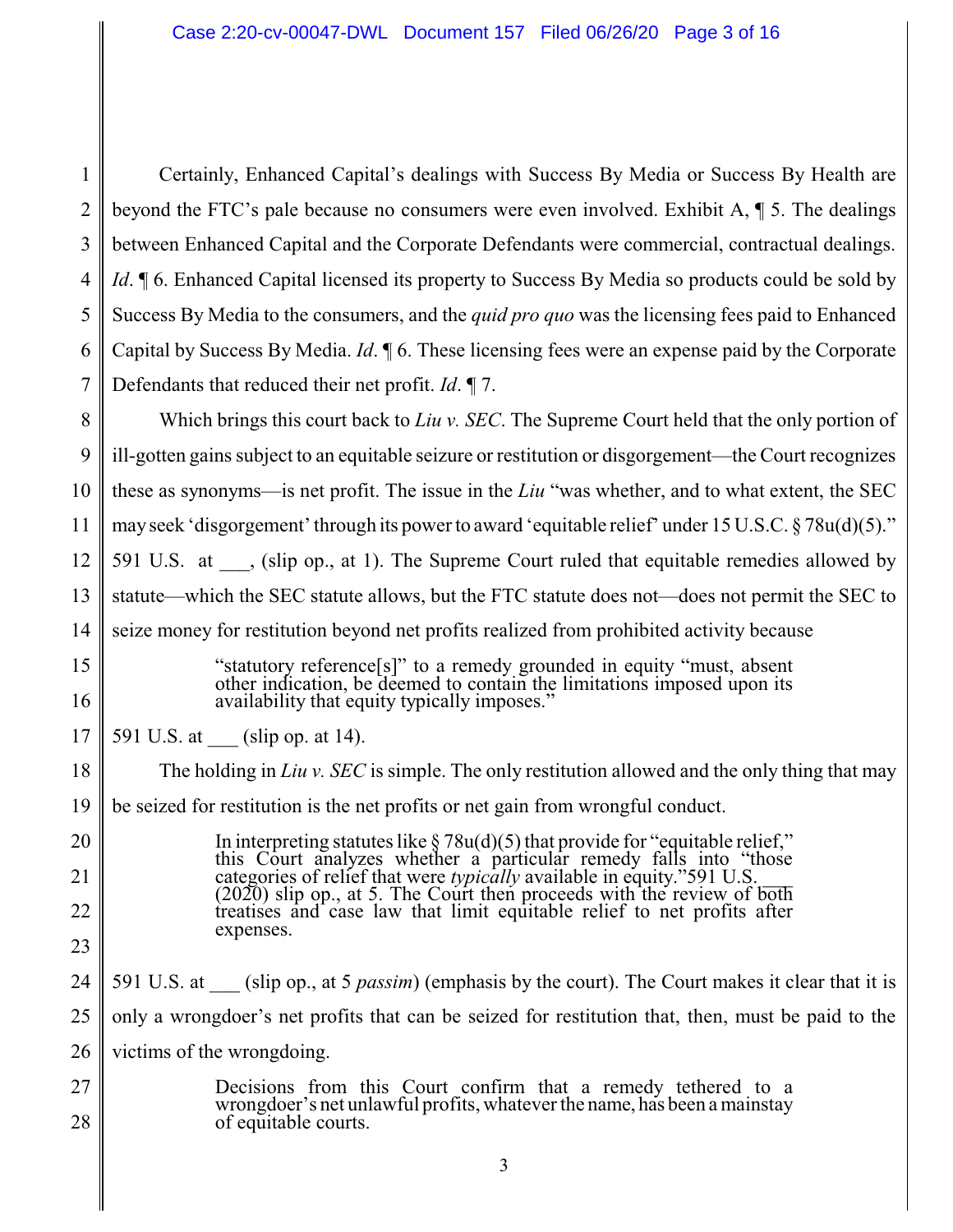Certainly, Enhanced Capital's dealings with Success By Media or Success By Health are beyond the FTC's pale because no consumers were even involved. Exhibit A, ¶ 5. The dealings between Enhanced Capital and the Corporate Defendants were commercial, contractual dealings. *Id*. ¶ 6. Enhanced Capital licensed its property to Success By Media so products could be sold by Success By Media to the consumers, and the *quid pro quo* was the licensing fees paid to Enhanced Capital by Success By Media. *Id*. ¶ 6. These licensing fees were an expense paid by the Corporate Defendants that reduced their net profit. *Id*. ¶ 7.

Which brings this court back to *Liu v. SEC*. The Supreme Court held that the only portion of ill-gotten gains subject to an equitable seizure or restitution or disgorgement—the Court recognizes these as synonyms—is net profit. The issue in the *Liu* "was whether, and to what extent, the SEC may seek 'disgorgement' through its power to award 'equitable relief' under 15 U.S.C. § 78u(d)(5)." 591 U.S. at ___, (slip op., at 1). The Supreme Court ruled that equitable remedies allowed by statute—which the SEC statute allows, but the FTC statute does not—does not permit the SEC to seize money for restitution beyond net profits realized from prohibited activity because

> "statutory reference[s]" to a remedy grounded in equity "must, absent other indication, be deemed to contain the limitations imposed upon its availability that equity typically imposes."

591 U.S. at ___ (slip op. at 14).

The holding in *Liu v. SEC* is simple. The only restitution allowed and the only thing that may be seized for restitution is the net profits or net gain from wrongful conduct.

> In interpreting statutes like § 78u(d)(5) that provide for "equitable relief," this Court analyzes whether a particular remedy falls into "those categories of relief that were *typically* available in equity."591 U.S.___ (2020) slip op., at 5. The Court then proceeds with the review of both treatises and case law that limit equitable relief to net profits after expenses.

591 U.S. at ___ (slip op., at 5 *passim*) (emphasis by the court). The Court makes it clear that it is only a wrongdoer's net profits that can be seized for restitution that, then, must be paid to the victims of the wrongdoing.

> Decisions from this Court confirm that a remedy tethered to a wrongdoer's net unlawful profits, whatever the name, has been a mainstay of equitable courts.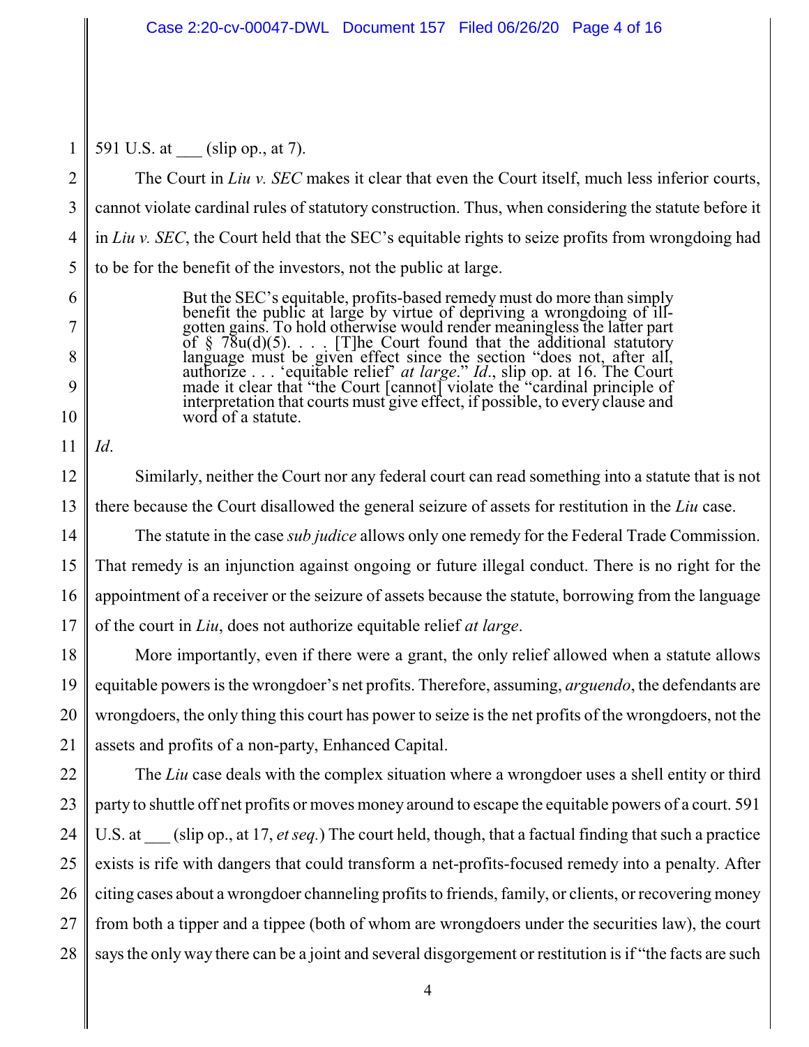591 U.S. at ___ (slip op., at 7).

The Court in *Liu v. SEC* makes it clear that even the Court itself, much less inferior courts, cannot violate cardinal rules of statutory construction. Thus, when considering the statute before it in *Liu v. SEC*, the Court held that the SEC's equitable rights to seize profits from wrongdoing had to be for the benefit of the investors, not the public at large.

> But the SEC's equitable, profits-based remedy must do more than simply benefit the public at large by virtue of depriving a wrongdoing of ill-gotten gains. To hold otherwise would render meaningless the latter part of § 78u(d)(5). . . . [T]he Court found that the additional statutory language must be given effect since the section "does not, after all, authorize . . . 'equitable relief' *at large*." *Id*., slip op. at 16. The Court made it clear that "the Court [cannot] violate the "cardinal principle of interpretation that courts must give effect, if possible, to every clause and word of a statute.

*Id*.

Similarly, neither the Court nor any federal court can read something into a statute that is not there because the Court disallowed the general seizure of assets for restitution in the *Liu* case.

The statute in the case *sub judice* allows only one remedy for the Federal Trade Commission. That remedy is an injunction against ongoing or future illegal conduct. There is no right for the appointment of a receiver or the seizure of assets because the statute, borrowing from the language of the court in *Liu*, does not authorize equitable relief *at large*.

More importantly, even if there were a grant, the only relief allowed when a statute allows equitable powers is the wrongdoer's net profits. Therefore, assuming, *arguendo*, the defendants are wrongdoers, the only thing this court has power to seize is the net profits of the wrongdoers, not the assets and profits of a non-party, Enhanced Capital.

The *Liu* case deals with the complex situation where a wrongdoer uses a shell entity or third party to shuttle off net profits or moves money around to escape the equitable powers of a court. 591 U.S. at ___ (slip op., at 17, *et seq.*) The court held, though, that a factual finding that such a practice exists is rife with dangers that could transform a net-profits-focused remedy into a penalty. After citing cases about a wrongdoer channeling profits to friends, family, or clients, or recovering money from both a tipper and a tippee (both of whom are wrongdoers under the securities law), the court says the only way there can be a joint and several disgorgement or restitution is if "the facts are such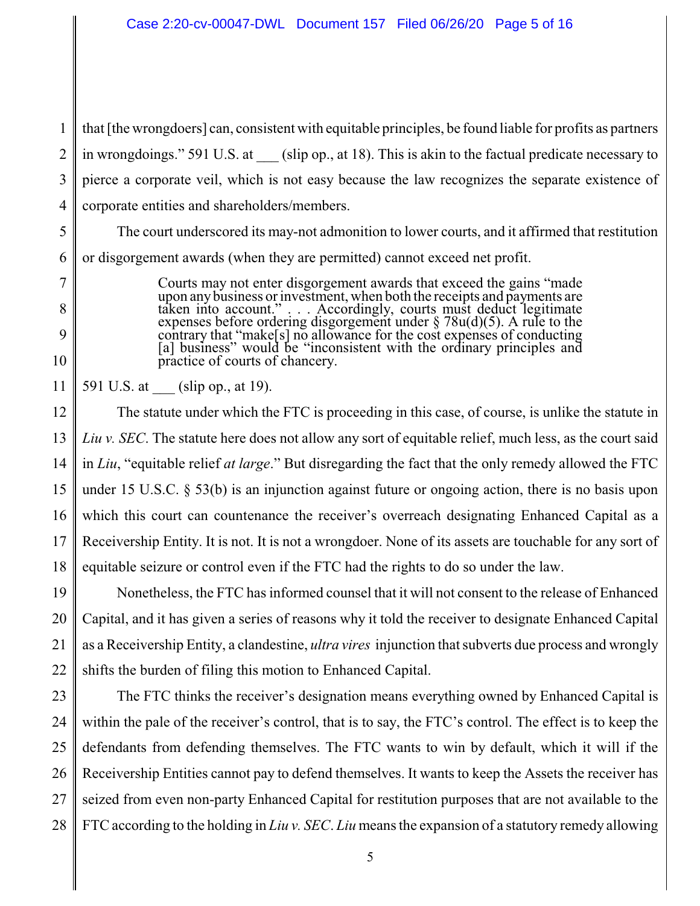that [the wrongdoers] can, consistent with equitable principles, be found liable for profits as partners in wrongdoings." 591 U.S. at ___ (slip op., at 18). This is akin to the factual predicate necessary to pierce a corporate veil, which is not easy because the law recognizes the separate existence of corporate entities and shareholders/members.

The court underscored its may-not admonition to lower courts, and it affirmed that restitution or disgorgement awards (when they are permitted) cannot exceed net profit.

> Courts may not enter disgorgement awards that exceed the gains "made upon any business or investment, when both the receipts and payments are taken into account." . . . Accordingly, courts must deduct legitimate expenses before ordering disgorgement under § 78u(d)(5). A rule to the contrary that "make[s] no allowance for the cost expenses of conducting [a] business" would be "inconsistent with the ordinary principles and practice of courts of chancery.

591 U.S. at ___ (slip op., at 19).

The statute under which the FTC is proceeding in this case, of course, is unlike the statute in *Liu v. SEC*. The statute here does not allow any sort of equitable relief, much less, as the court said in *Liu*, "equitable relief *at large*." But disregarding the fact that the only remedy allowed the FTC under 15 U.S.C. § 53(b) is an injunction against future or ongoing action, there is no basis upon which this court can countenance the receiver's overreach designating Enhanced Capital as a Receivership Entity. It is not. It is not a wrongdoer. None of its assets are touchable for any sort of equitable seizure or control even if the FTC had the rights to do so under the law.

Nonetheless, the FTC has informed counsel that it will not consent to the release of Enhanced Capital, and it has given a series of reasons why it told the receiver to designate Enhanced Capital as a Receivership Entity, a clandestine, *ultra vires* injunction that subverts due process and wrongly shifts the burden of filing this motion to Enhanced Capital.

The FTC thinks the receiver's designation means everything owned by Enhanced Capital is within the pale of the receiver's control, that is to say, the FTC's control. The effect is to keep the defendants from defending themselves. The FTC wants to win by default, which it will if the Receivership Entities cannot pay to defend themselves. It wants to keep the Assets the receiver has seized from even non-party Enhanced Capital for restitution purposes that are not available to the FTC according to the holding in *Liu v. SEC*. *Liu* means the expansion of a statutory remedy allowing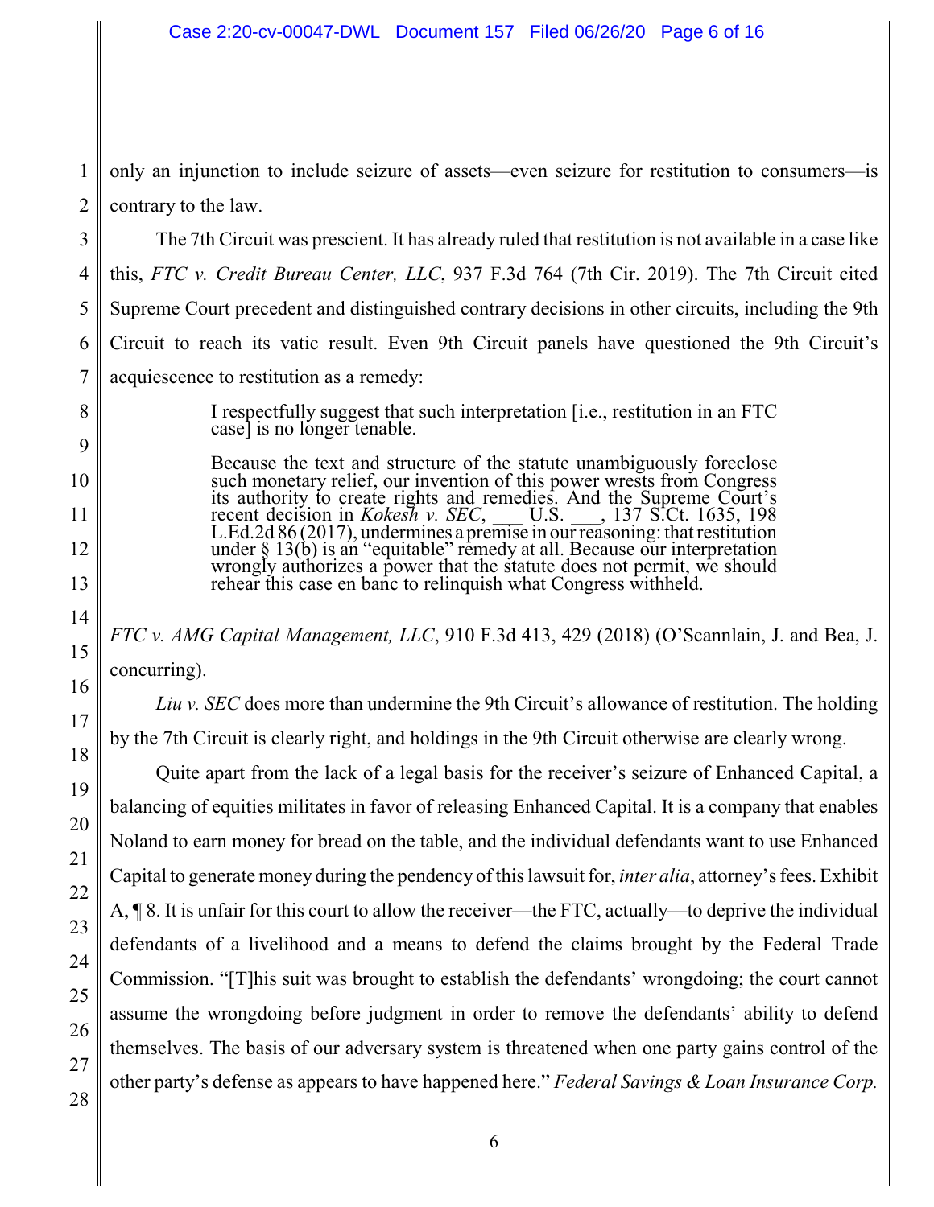only an injunction to include seizure of assets—even seizure for restitution to consumers—is contrary to the law.

The 7th Circuit was prescient. It has already ruled that restitution is not available in a case like this, *FTC v. Credit Bureau Center, LLC*, 937 F.3d 764 (7th Cir. 2019). The 7th Circuit cited Supreme Court precedent and distinguished contrary decisions in other circuits, including the 9th Circuit to reach its vatic result. Even 9th Circuit panels have questioned the 9th Circuit's acquiescence to restitution as a remedy:

> I respectfully suggest that such interpretation [i.e., restitution in an FTC case] is no longer tenable.
>
> Because the text and structure of the statute unambiguously foreclose such monetary relief, our invention of this power wrests from Congress its authority to create rights and remedies. And the Supreme Court's recent decision in *Kokesh v. SEC*, ___ U.S. ___, 137 S.Ct. 1635, 198 L.Ed.2d 86 (2017), undermines a premise in our reasoning: that restitution under § 13(b) is an "equitable" remedy at all. Because our interpretation wrongly authorizes a power that the statute does not permit, we should rehear this case en banc to relinquish what Congress withheld.

*FTC v. AMG Capital Management, LLC*, 910 F.3d 413, 429 (2018) (O'Scannlain, J. and Bea, J. concurring).

*Liu v. SEC* does more than undermine the 9th Circuit's allowance of restitution. The holding by the 7th Circuit is clearly right, and holdings in the 9th Circuit otherwise are clearly wrong.

Quite apart from the lack of a legal basis for the receiver's seizure of Enhanced Capital, a balancing of equities militates in favor of releasing Enhanced Capital. It is a company that enables Noland to earn money for bread on the table, and the individual defendants want to use Enhanced Capital to generate money during the pendency of this lawsuit for, *inter alia*, attorney's fees. Exhibit A, ¶ 8. It is unfair for this court to allow the receiver—the FTC, actually—to deprive the individual defendants of a livelihood and a means to defend the claims brought by the Federal Trade Commission. "[T]his suit was brought to establish the defendants' wrongdoing; the court cannot assume the wrongdoing before judgment in order to remove the defendants' ability to defend themselves. The basis of our adversary system is threatened when one party gains control of the other party's defense as appears to have happened here." *Federal Savings & Loan Insurance Corp.*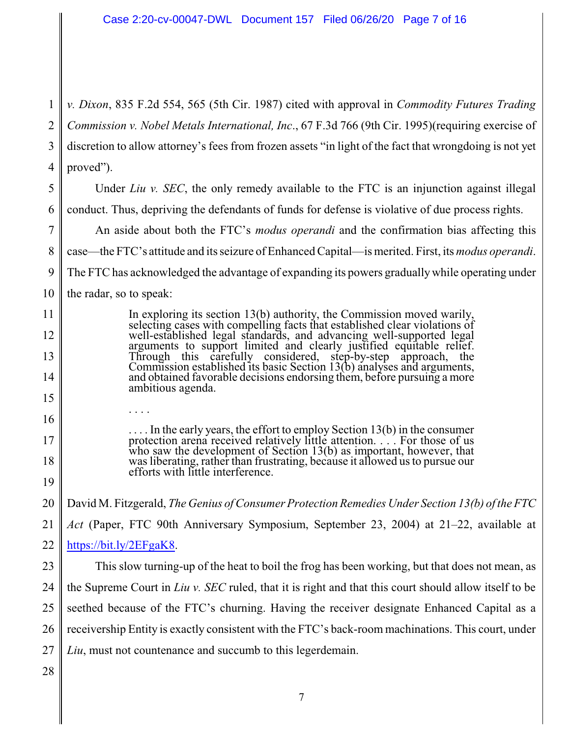*v. Dixon*, 835 F.2d 554, 565 (5th Cir. 1987) cited with approval in *Commodity Futures Trading Commission v. Nobel Metals International, Inc*., 67 F.3d 766 (9th Cir. 1995)(requiring exercise of discretion to allow attorney's fees from frozen assets "in light of the fact that wrongdoing is not yet proved").

Under *Liu v. SEC*, the only remedy available to the FTC is an injunction against illegal conduct. Thus, depriving the defendants of funds for defense is violative of due process rights.

An aside about both the FTC's *modus operandi* and the confirmation bias affecting this case—the FTC's attitude and its seizure of Enhanced Capital—is merited. First, its *modus operandi*. The FTC has acknowledged the advantage of expanding its powers gradually while operating under the radar, so to speak:

> In exploring its section 13(b) authority, the Commission moved warily, selecting cases with compelling facts that established clear violations of well-established legal standards, and advancing well-supported legal arguments to support limited and clearly justified equitable relief. Through this carefully considered, step-by-step approach, the Commission established its basic Section 13(b) analyses and arguments, and obtained favorable decisions endorsing them, before pursuing a more ambitious agenda.
>
> . . . .
>
> . . . . In the early years, the effort to employ Section 13(b) in the consumer protection arena received relatively little attention. . . . For those of us who saw the development of Section 13(b) as important, however, that was liberating, rather than frustrating, because it allowed us to pursue our efforts with little interference.

David M. Fitzgerald, *The Genius of Consumer Protection Remedies Under Section 13(b) of the FTC Act* (Paper, FTC 90th Anniversary Symposium, September 23, 2004) at 21–22, available at https://bit.ly/2EFgaK8.

This slow turning-up of the heat to boil the frog has been working, but that does not mean, as the Supreme Court in *Liu v. SEC* ruled, that it is right and that this court should allow itself to be seethed because of the FTC's churning. Having the receiver designate Enhanced Capital as a receivership Entity is exactly consistent with the FTC's back-room machinations. This court, under *Liu*, must not countenance and succumb to this legerdemain.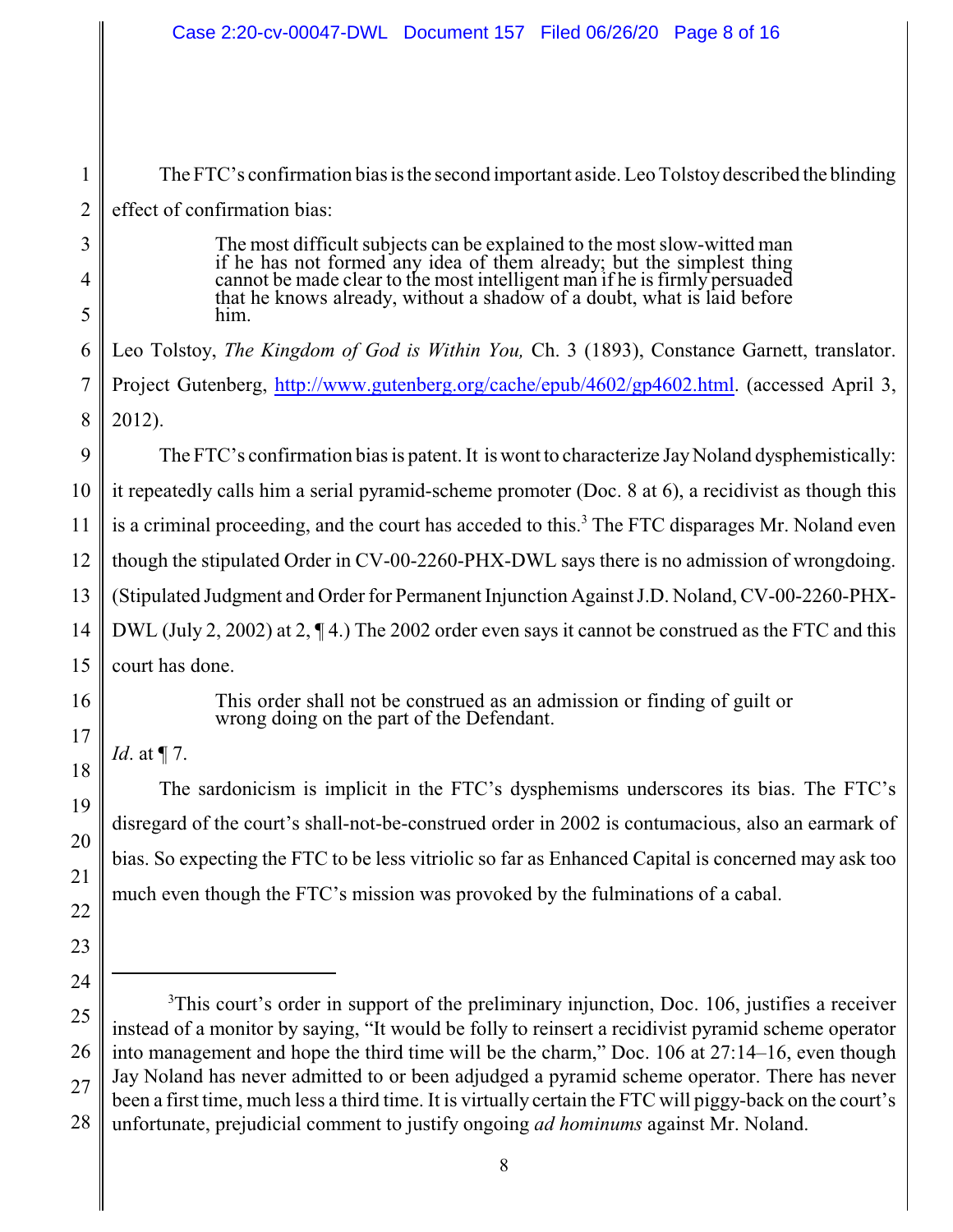The FTC's confirmation bias is the second important aside. Leo Tolstoy described the blinding effect of confirmation bias:

> The most difficult subjects can be explained to the most slow-witted man if he has not formed any idea of them already; but the simplest thing cannot be made clear to the most intelligent man if he is firmly persuaded that he knows already, without a shadow of a doubt, what is laid before him.

Leo Tolstoy, *The Kingdom of God is Within You,* Ch. 3 (1893), Constance Garnett, translator. Project Gutenberg, http://www.gutenberg.org/cache/epub/4602/gp4602.html. (accessed April 3, 2012).

The FTC's confirmation bias is patent. It is wont to characterize Jay Noland dysphemistically: it repeatedly calls him a serial pyramid-scheme promoter (Doc. 8 at 6), a recidivist as though this is a criminal proceeding, and the court has acceded to this.[3] The FTC disparages Mr. Noland even though the stipulated Order in CV-00-2260-PHX-DWL says there is no admission of wrongdoing. (Stipulated Judgment and Order for Permanent Injunction Against J.D. Noland, CV-00-2260-PHX-DWL (July 2, 2002) at 2, ¶ 4.) The 2002 order even says it cannot be construed as the FTC and this court has done.

> This order shall not be construed as an admission or finding of guilt or wrong doing on the part of the Defendant.

*Id*. at ¶ 7.

The sardonicism is implicit in the FTC's dysphemisms underscores its bias. The FTC's disregard of the court's shall-not-be-construed order in 2002 is contumacious, also an earmark of bias. So expecting the FTC to be less vitriolic so far as Enhanced Capital is concerned may ask too much even though the FTC's mission was provoked by the fulminations of a cabal.

---

[3] This court's order in support of the preliminary injunction, Doc. 106, justifies a receiver instead of a monitor by saying, "It would be folly to reinsert a recidivist pyramid scheme operator into management and hope the third time will be the charm," Doc. 106 at 27:14–16, even though Jay Noland has never admitted to or been adjudged a pyramid scheme operator. There has never been a first time, much less a third time. It is virtually certain the FTC will piggy-back on the court's unfortunate, prejudicial comment to justify ongoing *ad hominums* against Mr. Noland.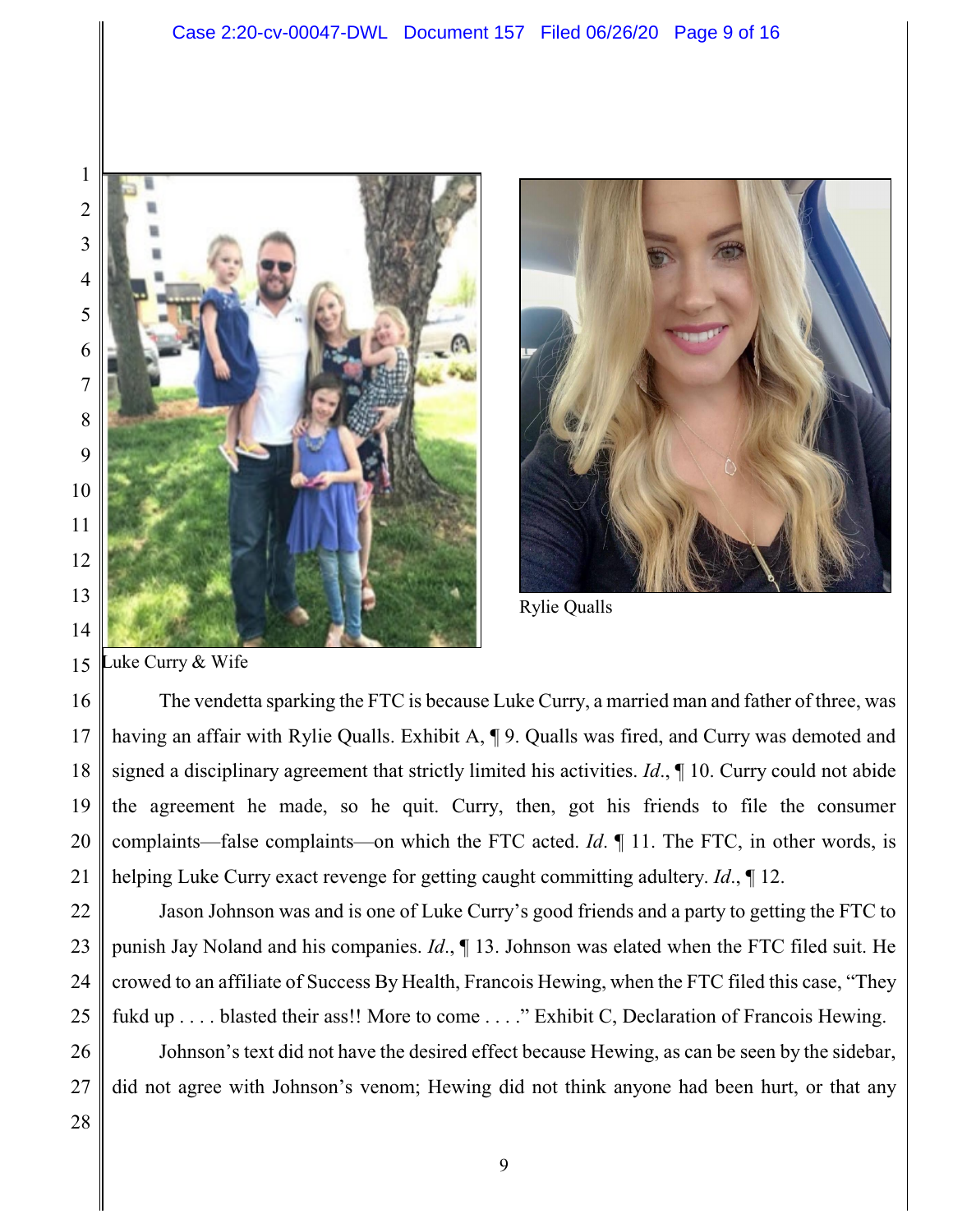Luke Curry & Wife

Rylie Qualls

The vendetta sparking the FTC is because Luke Curry, a married man and father of three, was having an affair with Rylie Qualls. Exhibit A, ¶ 9. Qualls was fired, and Curry was demoted and signed a disciplinary agreement that strictly limited his activities. *Id*., ¶ 10. Curry could not abide the agreement he made, so he quit. Curry, then, got his friends to file the consumer complaints—false complaints—on which the FTC acted. *Id*. ¶ 11. The FTC, in other words, is helping Luke Curry exact revenge for getting caught committing adultery. *Id*., ¶ 12.

Jason Johnson was and is one of Luke Curry's good friends and a party to getting the FTC to punish Jay Noland and his companies. *Id*., ¶ 13. Johnson was elated when the FTC filed suit. He crowed to an affiliate of Success By Health, Francois Hewing, when the FTC filed this case, "They fukd up . . . . blasted their ass!! More to come . . . ." Exhibit C, Declaration of Francois Hewing.

Johnson's text did not have the desired effect because Hewing, as can be seen by the sidebar, did not agree with Johnson's venom; Hewing did not think anyone had been hurt, or that any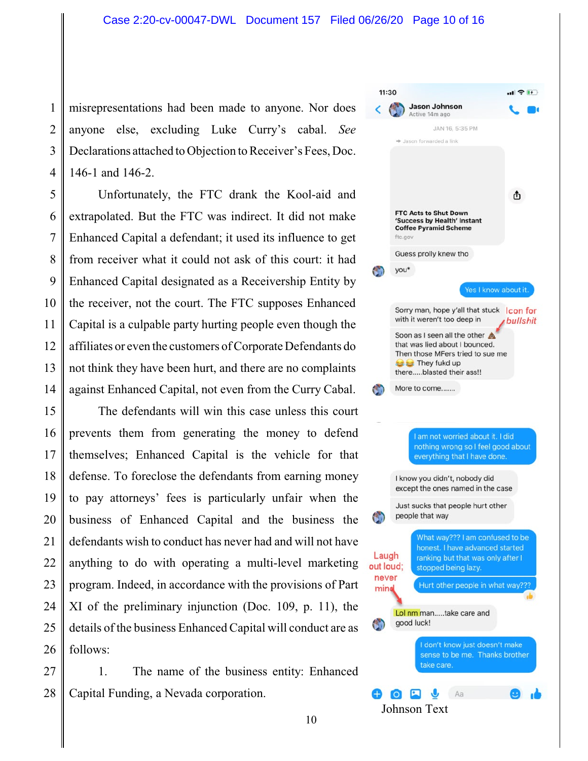misrepresentations had been made to anyone. Nor does anyone else, excluding Luke Curry's cabal. *See* Declarations attached to Objection to Receiver's Fees, Doc. 146-1 and 146-2.

Unfortunately, the FTC drank the Kool-aid and extrapolated. But the FTC was indirect. It did not make Enhanced Capital a defendant; it used its influence to get from receiver what it could not ask of this court: it had Enhanced Capital designated as a Receivership Entity by the receiver, not the court. The FTC supposes Enhanced Capital is a culpable party hurting people even though the affiliates or even the customers of Corporate Defendants do not think they have been hurt, and there are no complaints against Enhanced Capital, not even from the Curry Cabal.

The defendants will win this case unless this court prevents them from generating the money to defend themselves; Enhanced Capital is the vehicle for that defense. To foreclose the defendants from earning money to pay attorneys' fees is particularly unfair when the business of Enhanced Capital and the business the defendants wish to conduct has never had and will not have anything to do with operating a multi-level marketing program. Indeed, in accordance with the provisions of Part XI of the preliminary injunction (Doc. 109, p. 11), the details of the business Enhanced Capital will conduct are as follows:

1. The name of the business entity: Enhanced Capital Funding, a Nevada corporation.

11:30

Jason Johnson
Active 14m ago

JAN 16, 5:35 PM

Jason forwarded a link

FTC Acts to Shut Down 'Success by Health' Instant Coffee Pyramid Scheme
ftc.gov

Guess prolly knew tho

you*

Yes I know about it.

Sorry man, hope y'all that stuck with it weren't too deep in

Icon for bullshit

Soon as I seen all the other 💩 that was lied about I bounced. Then those MFers tried to sue me 😂😂 They fukd up there.....blasted their ass!!

More to come.......

I am not worried about it. I did nothing wrong so I feel good about everything that I have done.

I know you didn't, nobody did except the ones named in the case

Just sucks that people hurt other people that way

What way??? I am confused to be honest. I have advanced started ranking but that was only after I stopped being lazy.

Hurt other people in what way???

Laugh out loud; never mind

Lol nm man.....take care and good luck!

I don't know just doesn't make sense to be me. Thanks brother take care.

Johnson Text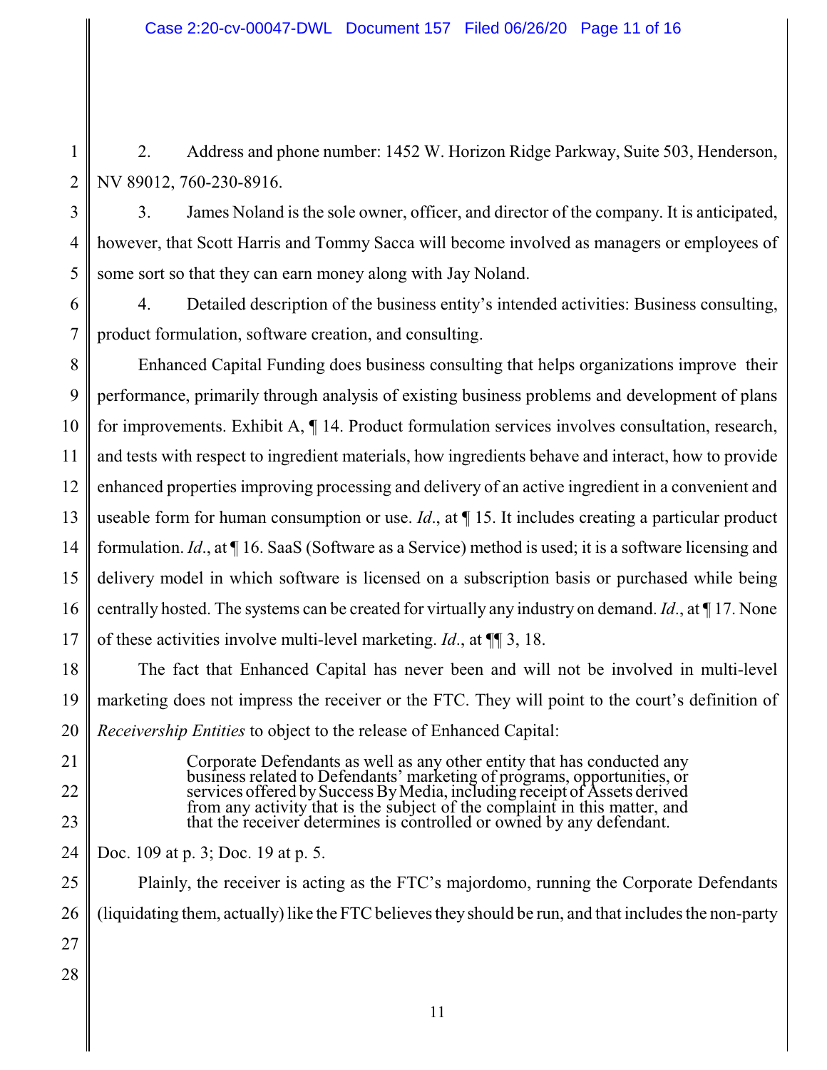2. Address and phone number: 1452 W. Horizon Ridge Parkway, Suite 503, Henderson, NV 89012, 760-230-8916.

3. James Noland is the sole owner, officer, and director of the company. It is anticipated, however, that Scott Harris and Tommy Sacca will become involved as managers or employees of some sort so that they can earn money along with Jay Noland.

4. Detailed description of the business entity's intended activities: Business consulting, product formulation, software creation, and consulting.

Enhanced Capital Funding does business consulting that helps organizations improve their performance, primarily through analysis of existing business problems and development of plans for improvements. Exhibit A, ¶ 14. Product formulation services involves consultation, research, and tests with respect to ingredient materials, how ingredients behave and interact, how to provide enhanced properties improving processing and delivery of an active ingredient in a convenient and useable form for human consumption or use. *Id*., at ¶ 15. It includes creating a particular product formulation. *Id*., at ¶ 16. SaaS (Software as a Service) method is used; it is a software licensing and delivery model in which software is licensed on a subscription basis or purchased while being centrally hosted. The systems can be created for virtually any industry on demand. *Id*., at ¶ 17. None of these activities involve multi-level marketing. *Id*., at ¶¶ 3, 18.

The fact that Enhanced Capital has never been and will not be involved in multi-level marketing does not impress the receiver or the FTC. They will point to the court's definition of *Receivership Entities* to object to the release of Enhanced Capital:

> Corporate Defendants as well as any other entity that has conducted any business related to Defendants' marketing of programs, opportunities, or services offered by Success By Media, including receipt of Assets derived from any activity that is the subject of the complaint in this matter, and that the receiver determines is controlled or owned by any defendant.

Doc. 109 at p. 3; Doc. 19 at p. 5.

Plainly, the receiver is acting as the FTC's majordomo, running the Corporate Defendants (liquidating them, actually) like the FTC believes they should be run, and that includes the non-party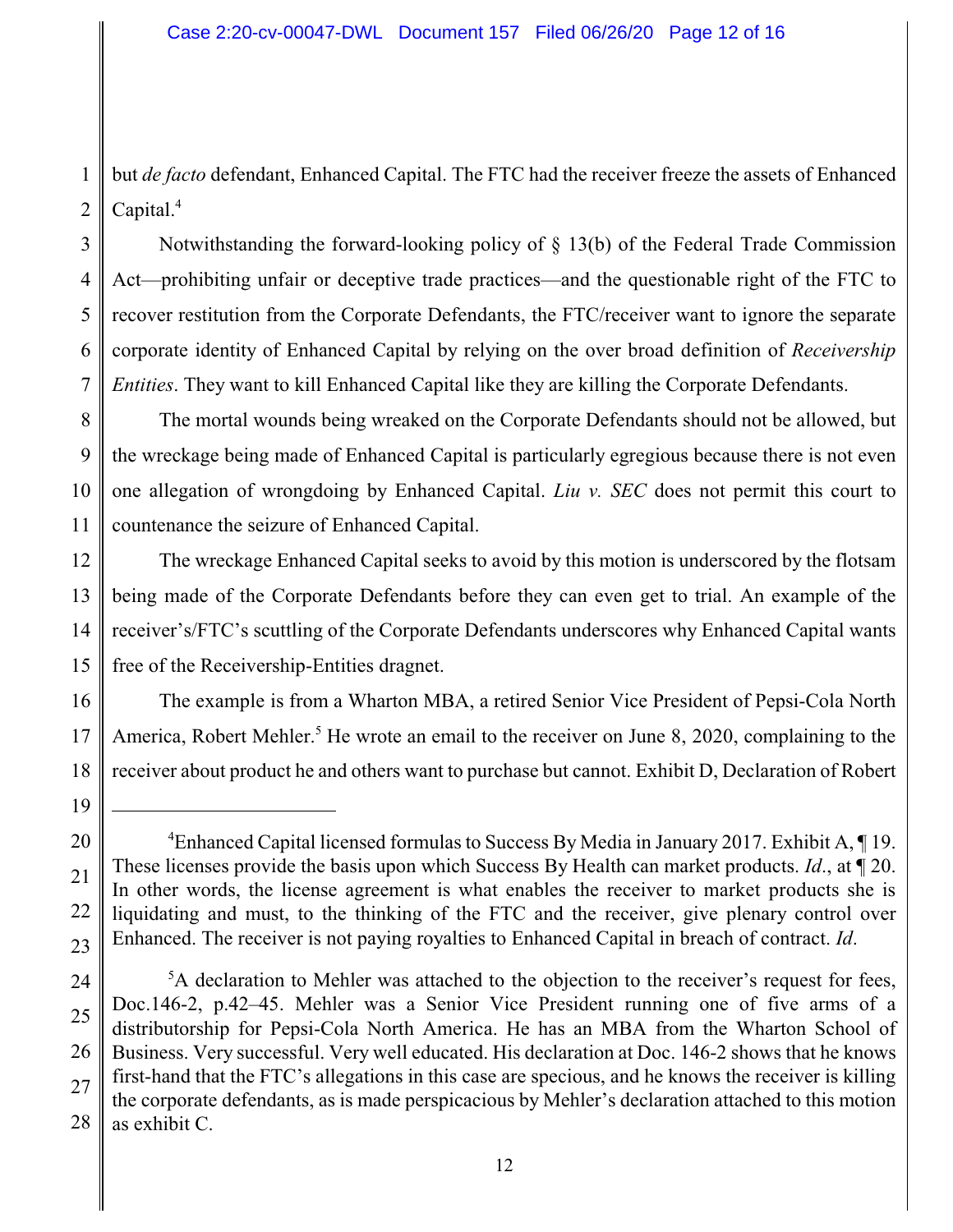but *de facto* defendant, Enhanced Capital. The FTC had the receiver freeze the assets of Enhanced Capital.[4]

Notwithstanding the forward-looking policy of § 13(b) of the Federal Trade Commission Act—prohibiting unfair or deceptive trade practices—and the questionable right of the FTC to recover restitution from the Corporate Defendants, the FTC/receiver want to ignore the separate corporate identity of Enhanced Capital by relying on the over broad definition of *Receivership Entities*. They want to kill Enhanced Capital like they are killing the Corporate Defendants.

The mortal wounds being wreaked on the Corporate Defendants should not be allowed, but the wreckage being made of Enhanced Capital is particularly egregious because there is not even one allegation of wrongdoing by Enhanced Capital. *Liu v. SEC* does not permit this court to countenance the seizure of Enhanced Capital.

The wreckage Enhanced Capital seeks to avoid by this motion is underscored by the flotsam being made of the Corporate Defendants before they can even get to trial. An example of the receiver's/FTC's scuttling of the Corporate Defendants underscores why Enhanced Capital wants free of the Receivership-Entities dragnet.

The example is from a Wharton MBA, a retired Senior Vice President of Pepsi-Cola North America, Robert Mehler.[5] He wrote an email to the receiver on June 8, 2020, complaining to the receiver about product he and others want to purchase but cannot. Exhibit D, Declaration of Robert

---

[4]Enhanced Capital licensed formulas to Success By Media in January 2017. Exhibit A, ¶ 19. These licenses provide the basis upon which Success By Health can market products. *Id*., at ¶ 20. In other words, the license agreement is what enables the receiver to market products she is liquidating and must, to the thinking of the FTC and the receiver, give plenary control over Enhanced. The receiver is not paying royalties to Enhanced Capital in breach of contract. *Id*.

[5]A declaration to Mehler was attached to the objection to the receiver's request for fees, Doc.146-2, p.42–45. Mehler was a Senior Vice President running one of five arms of a distributorship for Pepsi-Cola North America. He has an MBA from the Wharton School of Business. Very successful. Very well educated. His declaration at Doc. 146-2 shows that he knows first-hand that the FTC's allegations in this case are specious, and he knows the receiver is killing the corporate defendants, as is made perspicacious by Mehler's declaration attached to this motion as exhibit C.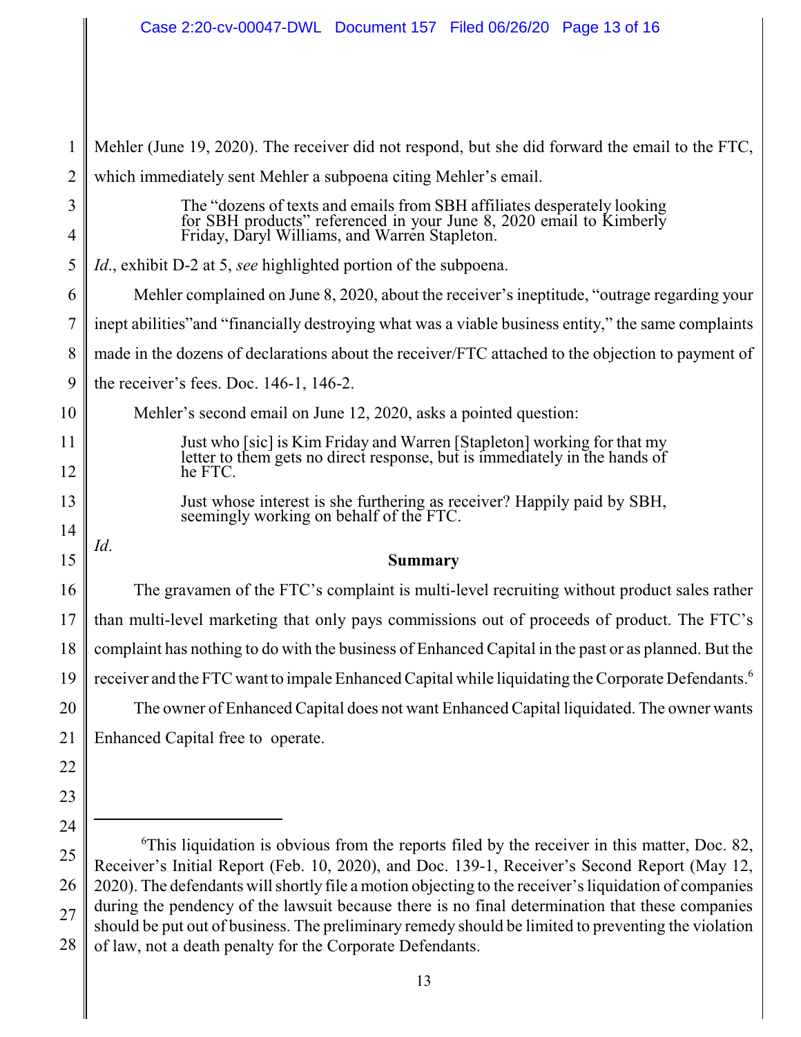Mehler (June 19, 2020). The receiver did not respond, but she did forward the email to the FTC, which immediately sent Mehler a subpoena citing Mehler's email.

> The "dozens of texts and emails from SBH affiliates desperately looking for SBH products" referenced in your June 8, 2020 email to Kimberly Friday, Daryl Williams, and Warren Stapleton.

*Id*., exhibit D-2 at 5, *see* highlighted portion of the subpoena.

Mehler complained on June 8, 2020, about the receiver's ineptitude, "outrage regarding your inept abilities"and "financially destroying what was a viable business entity," the same complaints made in the dozens of declarations about the receiver/FTC attached to the objection to payment of the receiver's fees. Doc. 146-1, 146-2.

Mehler's second email on June 12, 2020, asks a pointed question:

> Just who [sic] is Kim Friday and Warren [Stapleton] working for that my letter to them gets no direct response, but is immediately in the hands of he FTC.
>
> Just whose interest is she furthering as receiver? Happily paid by SBH, seemingly working on behalf of the FTC.

*Id*.

**Summary**

The gravamen of the FTC's complaint is multi-level recruiting without product sales rather than multi-level marketing that only pays commissions out of proceeds of product. The FTC's complaint has nothing to do with the business of Enhanced Capital in the past or as planned. But the receiver and the FTC want to impale Enhanced Capital while liquidating the Corporate Defendants.[6]

The owner of Enhanced Capital does not want Enhanced Capital liquidated. The owner wants Enhanced Capital free to operate.

---

[6]This liquidation is obvious from the reports filed by the receiver in this matter, Doc. 82, Receiver's Initial Report (Feb. 10, 2020), and Doc. 139-1, Receiver's Second Report (May 12, 2020). The defendants will shortly file a motion objecting to the receiver's liquidation of companies during the pendency of the lawsuit because there is no final determination that these companies should be put out of business. The preliminary remedy should be limited to preventing the violation of law, not a death penalty for the Corporate Defendants.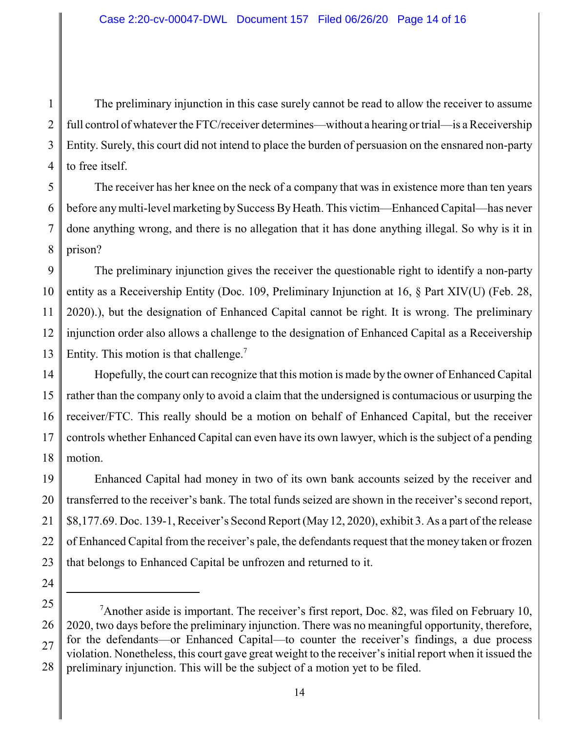The preliminary injunction in this case surely cannot be read to allow the receiver to assume full control of whatever the FTC/receiver determines—without a hearing or trial—is a Receivership Entity. Surely, this court did not intend to place the burden of persuasion on the ensnared non-party to free itself.

The receiver has her knee on the neck of a company that was in existence more than ten years before any multi-level marketing by Success By Heath. This victim—Enhanced Capital—has never done anything wrong, and there is no allegation that it has done anything illegal. So why is it in prison?

The preliminary injunction gives the receiver the questionable right to identify a non-party entity as a Receivership Entity (Doc. 109, Preliminary Injunction at 16, § Part XIV(U) (Feb. 28, 2020).), but the designation of Enhanced Capital cannot be right. It is wrong. The preliminary injunction order also allows a challenge to the designation of Enhanced Capital as a Receivership Entity. This motion is that challenge.[7]

Hopefully, the court can recognize that this motion is made by the owner of Enhanced Capital rather than the company only to avoid a claim that the undersigned is contumacious or usurping the receiver/FTC. This really should be a motion on behalf of Enhanced Capital, but the receiver controls whether Enhanced Capital can even have its own lawyer, which is the subject of a pending motion.

Enhanced Capital had money in two of its own bank accounts seized by the receiver and transferred to the receiver's bank. The total funds seized are shown in the receiver's second report, $8,177.69. Doc. 139-1, Receiver's Second Report (May 12, 2020), exhibit 3. As a part of the release of Enhanced Capital from the receiver's pale, the defendants request that the money taken or frozen that belongs to Enhanced Capital be unfrozen and returned to it.

---

[7] Another aside is important. The receiver's first report, Doc. 82, was filed on February 10, 2020, two days before the preliminary injunction. There was no meaningful opportunity, therefore, for the defendants—or Enhanced Capital—to counter the receiver's findings, a due process violation. Nonetheless, this court gave great weight to the receiver's initial report when it issued the preliminary injunction. This will be the subject of a motion yet to be filed.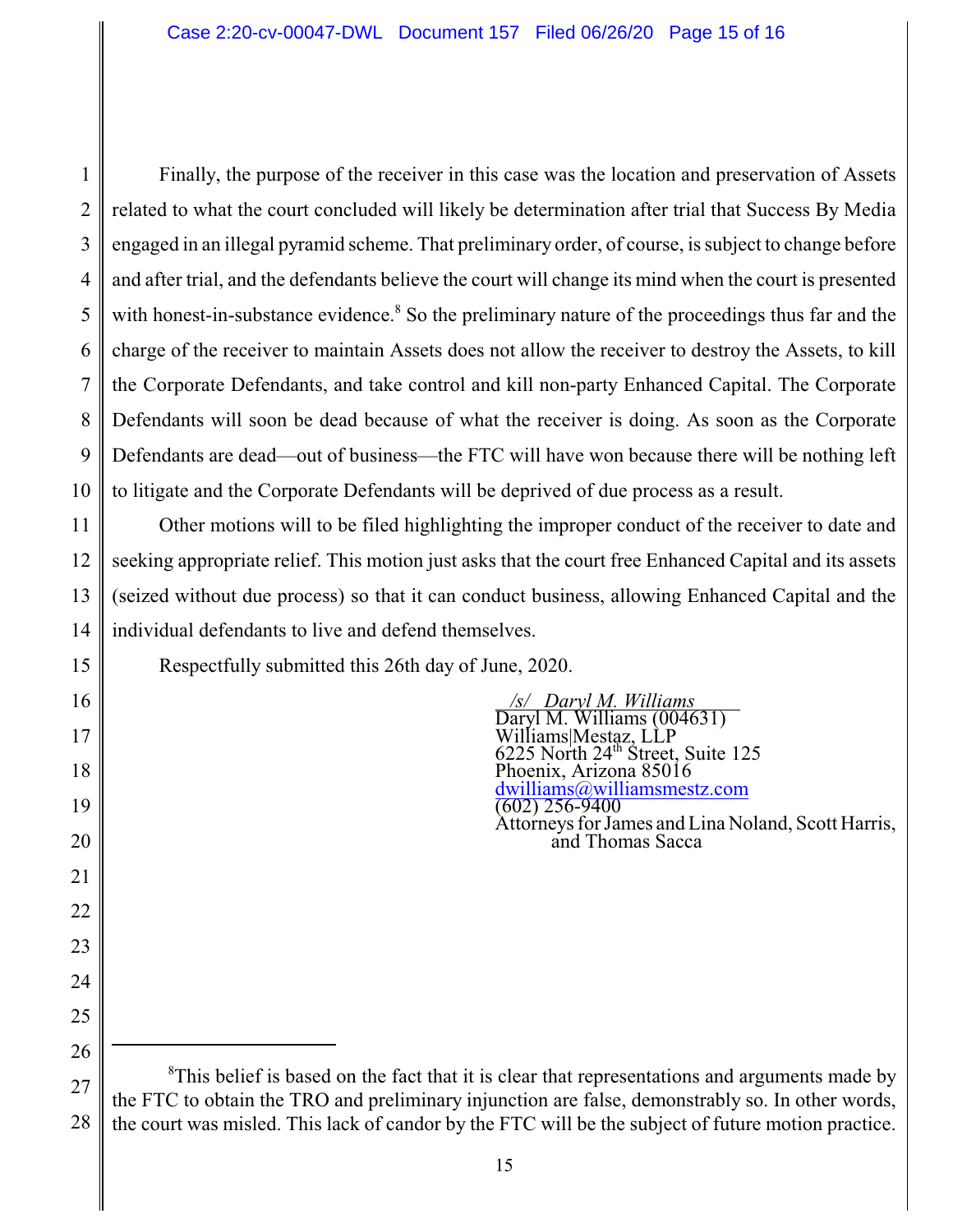Finally, the purpose of the receiver in this case was the location and preservation of Assets related to what the court concluded will likely be determination after trial that Success By Media engaged in an illegal pyramid scheme. That preliminary order, of course, is subject to change before and after trial, and the defendants believe the court will change its mind when the court is presented with honest-in-substance evidence.[8] So the preliminary nature of the proceedings thus far and the charge of the receiver to maintain Assets does not allow the receiver to destroy the Assets, to kill the Corporate Defendants, and take control and kill non-party Enhanced Capital. The Corporate Defendants will soon be dead because of what the receiver is doing. As soon as the Corporate Defendants are dead—out of business—the FTC will have won because there will be nothing left to litigate and the Corporate Defendants will be deprived of due process as a result.

Other motions will to be filed highlighting the improper conduct of the receiver to date and seeking appropriate relief. This motion just asks that the court free Enhanced Capital and its assets (seized without due process) so that it can conduct business, allowing Enhanced Capital and the individual defendants to live and defend themselves.

Respectfully submitted this 26th day of June, 2020.

/s/ Daryl M. Williams
Daryl M. Williams (004631)
Williams|Mestaz, LLP
6225 North 24th Street, Suite 125
Phoenix, Arizona 85016
dwilliams@williamsmestz.com
(602) 256-9400
Attorneys for James and Lina Noland, Scott Harris, and Thomas Sacca

---

[8] This belief is based on the fact that it is clear that representations and arguments made by the FTC to obtain the TRO and preliminary injunction are false, demonstrably so. In other words, the court was misled. This lack of candor by the FTC will be the subject of future motion practice.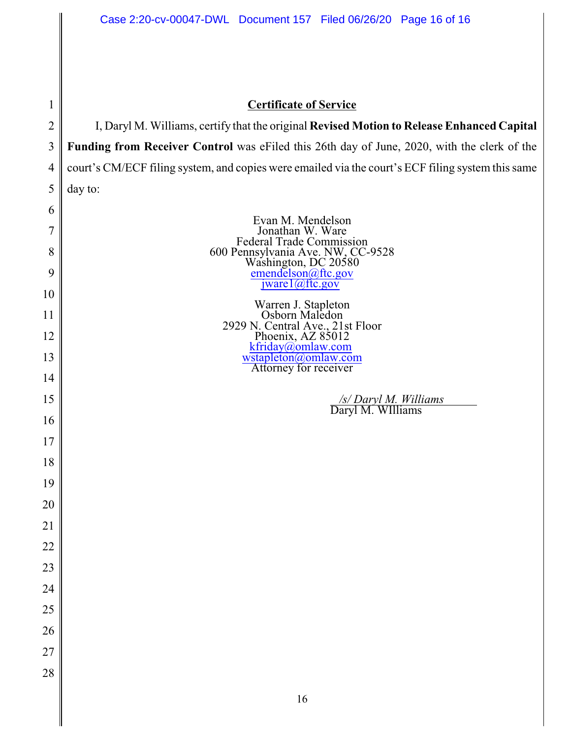**Certificate of Service**

I, Daryl M. Williams, certify that the original **Revised Motion to Release Enhanced Capital Funding from Receiver Control** was eFiled this 26th day of June, 2020, with the clerk of the court's CM/ECF filing system, and copies were emailed via the court's ECF filing system this same day to:

Evan M. Mendelson
Jonathan W. Ware
Federal Trade Commission
600 Pennsylvania Ave. NW, CC-9528
Washington, DC 20580
emendelson@ftc.gov
jware1@ftc.gov

Warren J. Stapleton
Osborn Maledon
2929 N. Central Ave., 21st Floor
Phoenix, AZ 85012
kfriday@omlaw.com
wstapleton@omlaw.com
Attorney for receiver

*/s/ Daryl M. Williams*
Daryl M. WIlliams